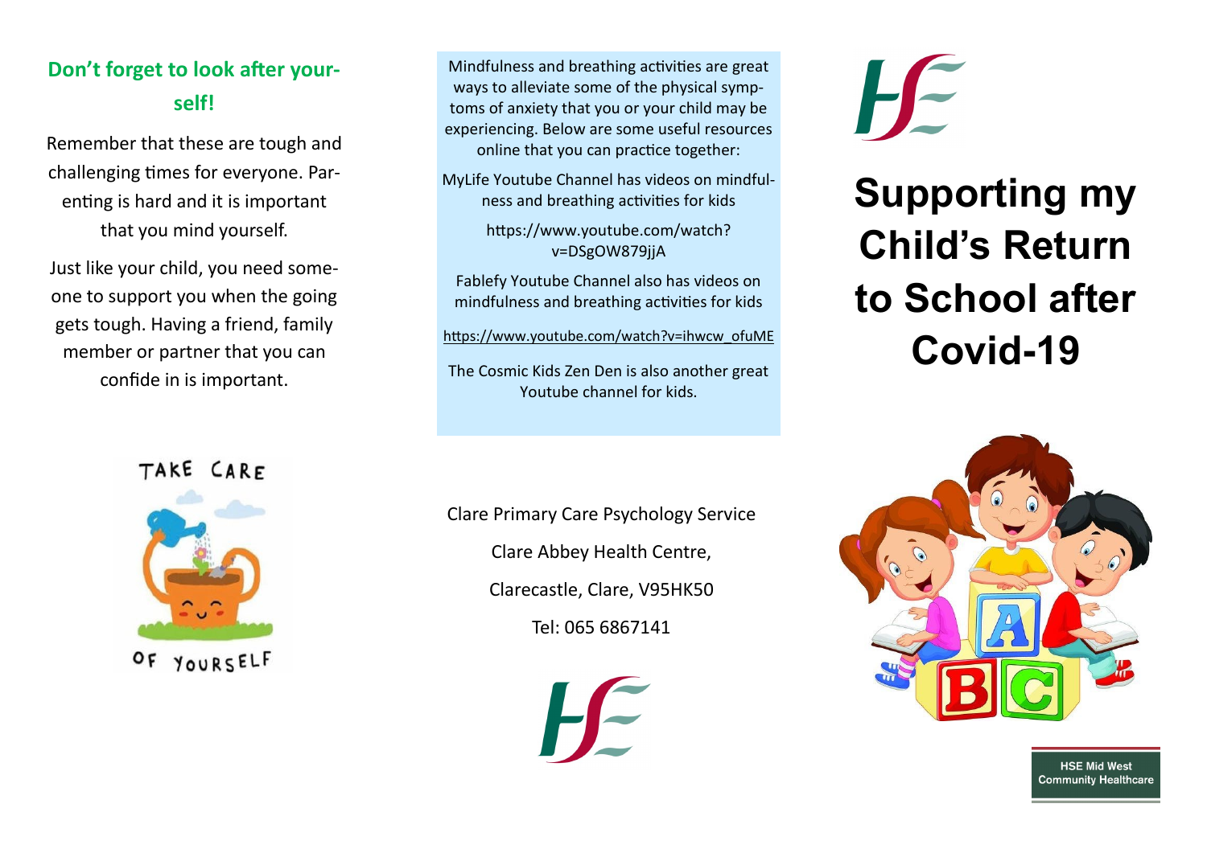## Don't forget to look after yourself!

Remember that these are tough and challenging times for everyone. Parenting is hard and it is important that you mind yourself.

Just like your child, you need someone to support you when the going gets tough. Having a friend, family member or partner that you can confide in is important.

TAKE CARE OF YOURSELF

Mindfulness and breathing activities are great ways to alleviate some of the physical symptoms of anxiety that you or your child may be experiencing. Below are some useful resources online that you can practice together:

MyLife Youtube Channel has videos on mindfulness and breathing activities for kids

https://www.youtube.com/watch?v=DSgOW879jjA

Fablefy Youtube Channel also has videos on mindfulness and breathing activities for kids

https://www.youtube.com/watch?v=ihwcw_ofuME

The Cosmic Kids Zen Den is also another great Youtube channel for kids.

Clare Primary Care Psychology Service

Clare Abbey Health Centre,

Clarecastle, Clare, V95HK50

Tel: 065 6867141

# Supporting my Child's Return to School after Covid-19

HSE Mid West Community Healthcare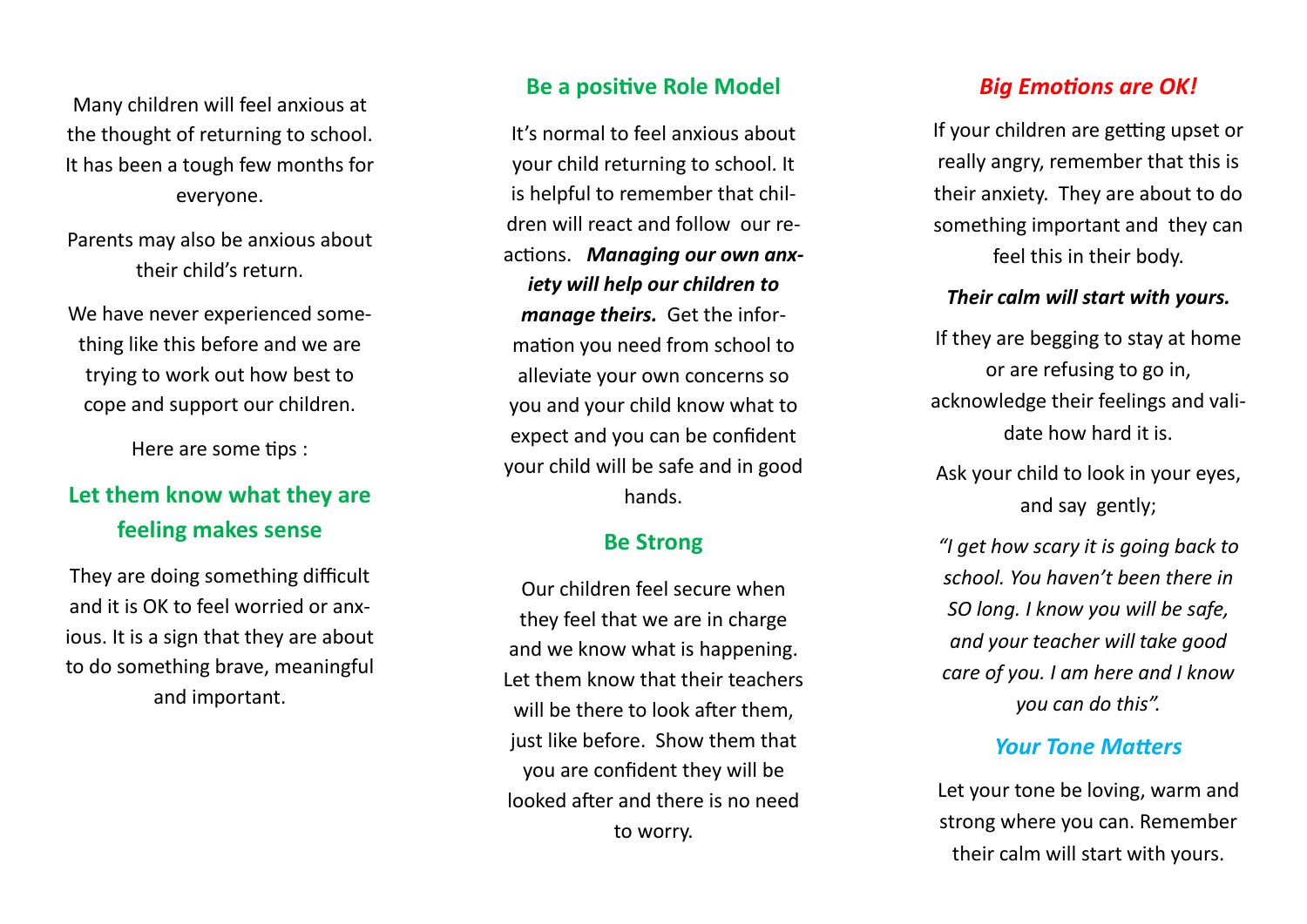Many children will feel anxious at the thought of returning to school. It has been a tough few months for everyone.

Parents may also be anxious about their child's return.

We have never experienced something like this before and we are trying to work out how best to cope and support our children.

Here are some tips :

## Let them know what they are feeling makes sense

They are doing something difficult and it is OK to feel worried or anxious. It is a sign that they are about to do something brave, meaningful and important.

## Be a positive Role Model

It's normal to feel anxious about your child returning to school. It is helpful to remember that children will react and follow our reactions. ***Managing our own anxiety will help our children to manage theirs.*** Get the information you need from school to alleviate your own concerns so you and your child know what to expect and you can be confident your child will be safe and in good hands.

## Be Strong

Our children feel secure when they feel that we are in charge and we know what is happening. Let them know that their teachers will be there to look after them, just like before. Show them that you are confident they will be looked after and there is no need to worry.

## *Big Emotions are OK!*

If your children are getting upset or really angry, remember that this is their anxiety. They are about to do something important and they can feel this in their body.

***Their calm will start with yours.***

If they are begging to stay at home or are refusing to go in, acknowledge their feelings and validate how hard it is.

Ask your child to look in your eyes, and say gently;

*"I get how scary it is going back to school. You haven't been there in SO long. I know you will be safe, and your teacher will take good care of you. I am here and I know you can do this".*

## *Your Tone Matters*

Let your tone be loving, warm and strong where you can. Remember their calm will start with yours.